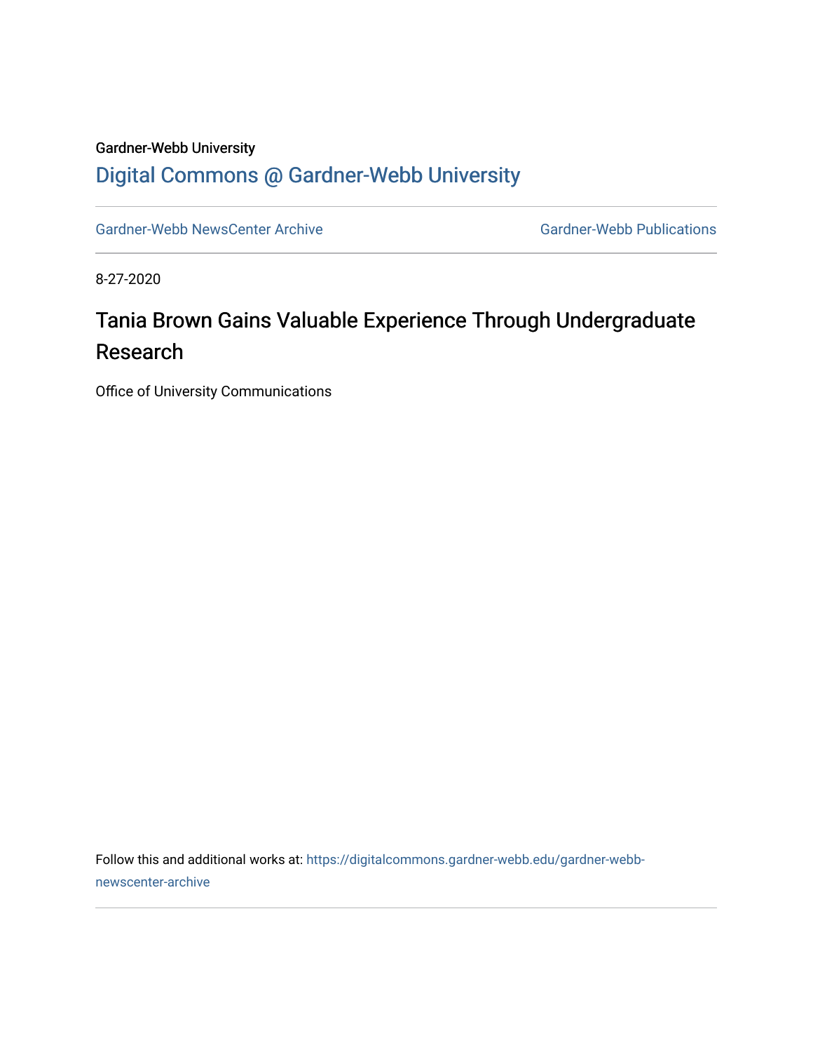Gardner-Webb University

## Digital Commons @ Gardner-Webb University

Gardner-Webb NewsCenter Archive | Gardner-Webb Publications

8-27-2020

# Tania Brown Gains Valuable Experience Through Undergraduate Research

Office of University Communications

Follow this and additional works at: https://digitalcommons.gardner-webb.edu/gardner-webb-newscenter-archive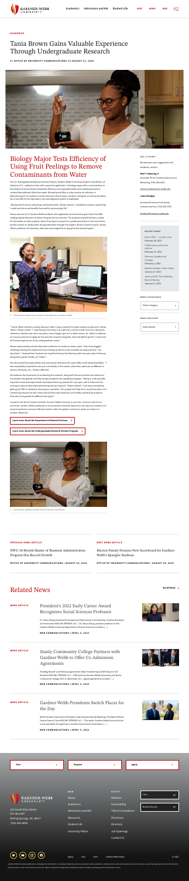ACADEMICS

# Tania Brown Gains Valuable Experience Through Undergraduate Research

BY **OFFICE OF UNIVERSITY COMMUNICATIONS** ON **AUGUST 27, 2020**

## Biology Major Tests Efficiency of Using Fruit Peelings to Remove Contaminants from Water

For her Undergraduate Research Scholar Project, Gardner-Webb University student Tania Brown, of Gastonia, N.C., studied an idea with a practical application. A biology major with a concentration in biomedical sciences, Brown tested the efficiency of using cantaloupe and watermelon peels to remove bromothymol blue from water. Bromothymol Blue is a dye used as an indicator in determining pH. It is yellow in acidic solutions, blue in basic solutions and green in neutral solutions, but is harmful to the respiratory tract and digestive system if swallowed.

"My favorite fruits are cantaloupe and watermelon," Brown shared. "I wanted to research something I could see the actual benefits from with my own daily life."

Brown was one of 11 Gardner-Webb students who applied for and received a grant from the GWU Undergraduate Research Scholars Program for this summer. The students worked 40 hours a week for five weeks on their projects, which they hope to present in a professional forum. Each worked with a faculty mentor or collaborator who guided them through the project. Brown's mentor was Dr. Venita Totten, professor of chemistry, who also encouraged her to apply for the research grant.

Tania Brown conducts her research in the laboratory at Gardner-Webb.

"I never liked chemistry, mainly because I didn't have a teacher to break it down as well as Dr. Venita Totten," Brown noted. "I took General Chemistry I & 2 with her, and she made it all click. Being the chemistry research was not in my plans, even though I got an A in both classes, Dr. Totten invited me on many occasions [to apply for the summer research program], and I decided to go for it. It was one of the best experiences of my undergraduate career."

Brown read scholarly articles that were similar to her study to create a plan. "One of my biggest challenges during the experiment was coming up with my own methods to study and test," she described. "I learned that I had to trust myself and know that God was with me every step of the way along with a great mentor, Dr. Totten."

She discovered that watermelon and cantaloupe had much the same effect on Bromothymol Blue. "I was completely surprised to see such a similarity in the results, when their peels are so different in texture, thickness, etc.," Brown affirmed.

She believes the experience of conducting the research, along with the connections she made and the wisdom she gained, will help her get accepted into a graduate program. "Being in a lab and able to perform tests and experiments has helped drive my passion for my major, and it shows me the necessary steps to take when performing intense research," Brown related. "I am now considering getting my PhD in chemistry, focusing on cosmetics. This project will help me in my future when I am conducting research to learn what natural fruits and chemicals are healthy and best for products that will in turn growth for different hair types."

Located in the North Carolina foothills, Gardner-Webb University is a private, Christian, liberal arts university. Gardner-Webb emphasizes a strong student-centered experience and rigorous academics to prepare students to become effective leaders within the global community. Ignite your future at Gardner-Webb.edu.

Learn more about the Department of Natural Sciences

Learn more about the Undergraduate Research Scholar Program

2020 Gardner-Webb University Summer Scholar Tania Brown

**GET A STORY?**

We welcome your suggestions and feedback; contact:

**Noel T. Manning, II**
Associate VP for Communications and Marketing, (704) 406-4631
nmanning@gardner-webb.edu

**Jackie Bridges**
Assistant Director of University Communications, (704) 406-3342
jbridges@gardner-webb.edu

**RECENT NEWS**

- March 2022 — In Like a Lion February 28, 2022
- COVID concerns/contacts student February 21, 2022
- February Updates and Changes February 2, 2022
- Weather Update: 2-Hour Delay January 27, 2022
- January 2022: The Unfolding Word of Reality January 17, 2022

**NEWS CATEGORIES**

Select Category

**NEWS ARCHIVES**

Select Month

**PREVIOUS NEWS ARTICLE**

GWU 10-Month Master of Business Administration Program Has Record Growth

OFFICE OF UNIVERSITY COMMUNICATIONS | AUGUST 12, 2020

**NEXT NEWS ARTICLE**

Marion Family Donates New Scoreboard for Gardner-Webb's Spangler Stadium

OFFICE OF UNIVERSITY COMMUNICATIONS | AUGUST 28, 2020

# Related News

See All News

NEWS ARTICLE

### President's 2022 Early Career Award Recognizes Social Sciences Professor

Dr. Jihua Zhang Honored for Exceptional Productivity in Scholarship, Creative Discovery and Instruction BOILING SPRINGS, N.C.—Dr. Jihua Zhang, assistant professor in the Gardner-Webb University Department of Social Sciences, has been [...]

WEB COMMUNICATIONS | APRIL 5, 2022

NEWS ARTICLE

### Stanly Community College Partners with Gardner-Webb to Offer Co-Admission Agreements

'Bulldog Bound' and Pathway Agreements Make Transferring to GWU Easy for SCC Students BOILING SPRINGS, N.C.—Officials from Gardner-Webb University and Stanly Community College (SCC) in Albemarle, N.C., signed agreements on April [...]

WEB COMMUNICATIONS | APRIL 5, 2022

NEWS ARTICLE

### Gardner-Webb Presidents Switch Places for the Day

While Student Government President Jada Kearse Attends Meetings, President William Downs Goes to Class BOILING SPRINGS, N.C.—This week, Gardner-Webb University had a new president for eight hours. Student Government Association [...]

WEB COMMUNICATIONS | APRIL 5, 2022

Give | Request | Apply

110 South Main Street
P.O. Box 997
Boiling Springs, NC 28017
(704) 406-4000

**MAIN**
- About
- Academics
- Admissions and Aid
- Resources
- Student Life
- University Police

**UTILITY**
- Athletics
- Accessibility
- Title IX Compliance
- Directions
- Directory
- Job Openings
- Contact Us

Apply | Info | Give | Contact Webmaster

© 2022